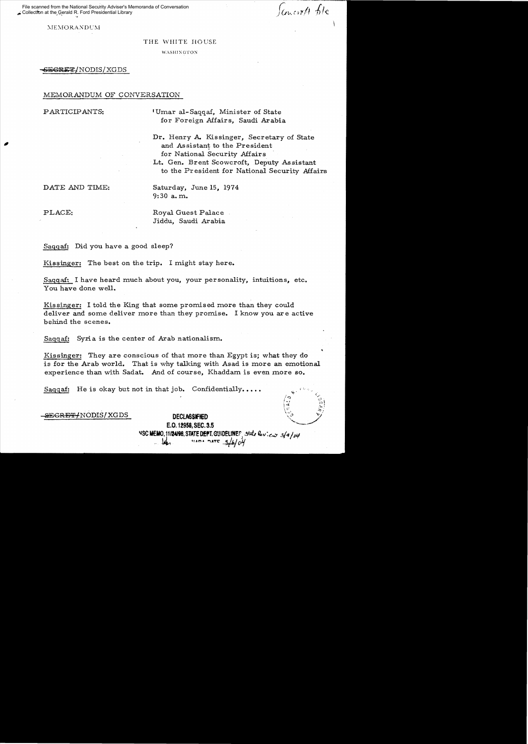File scanned from the National Security Adviser's Memoranda of Conversation Collection at the Gerald R. Ford Presidential Library

Scowcroft file

MEMORANDUM

THE WHITE HOUSE

WASHINGTON

~~SECRET~~/NODIS/XGDS

MEMORANDUM OF CONVERSATION

PARTICIPANTS: 'Umar al-Saqqaf, Minister of State for Foreign Affairs, Saudi Arabia

Dr. Henry A. Kissinger, Secretary of State and Assistant to the President for National Security Affairs

Lt. Gen. Brent Scowcroft, Deputy Assistant to the President for National Security Affairs

DATE AND TIME: Saturday, June 15, 1974 9:30 a.m.

PLACE: Royal Guest Palace Jiddu, Saudi Arabia

Saqqaf: Did you have a good sleep?

Kissinger: The best on the trip. I might stay here.

Saqqaf: I have heard much about you, your personality, intuitions, etc. You have done well.

Kissinger: I told the King that some promised more than they could deliver and some deliver more than they promise. I know you are active behind the scenes.

Saqqaf: Syria is the center of Arab nationalism.

Kissinger: They are conscious of that more than Egypt is; what they do is for the Arab world. That is why talking with Asad is more an emotional experience than with Sadat. And of course, Khaddam is even more so.

Saqqaf: He is okay but not in that job. Confidentially.....

~~SECRET~~/NODIS/XGDS

DECLASSIFIED
E.O. 12958, SEC. 3.5
NSC MEMO, 11/24/98, STATE DEPT. GUIDELINES, State Review 3/9/04
NARA DATE 5/4/04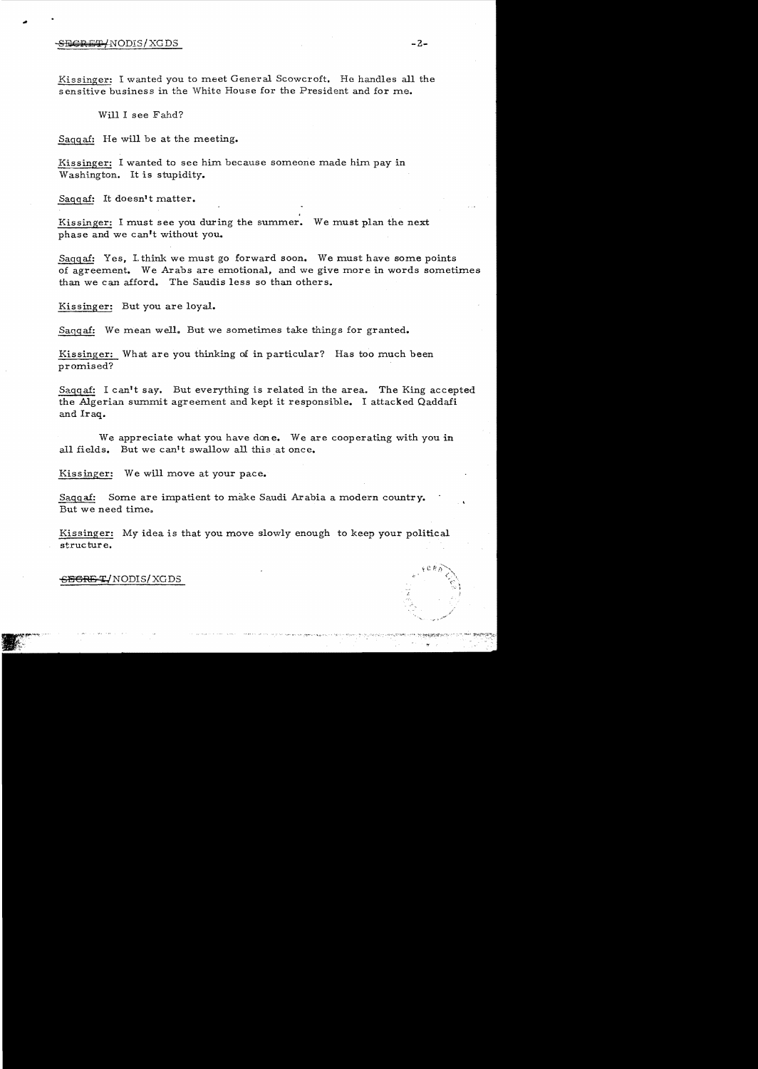Kissinger: I wanted you to meet General Scowcroft. He handles all the sensitive business in the White House for the President and for me.

Will I see Fahd?

Saqqaf: He will be at the meeting.

Kissinger: I wanted to see him because someone made him pay in Washington. It is stupidity.

Saqqaf: It doesn't matter.

Kissinger: I must see you during the summer. We must plan the next phase and we can't without you.

Saqqaf: Yes, I think we must go forward soon. We must have some points of agreement. We Arabs are emotional, and we give more in words sometimes than we can afford. The Saudis less so than others.

Kissinger: But you are loyal.

Saqqaf: We mean well. But we sometimes take things for granted.

Kissinger: What are you thinking of in particular? Has too much been promised?

Saqqaf: I can't say. But everything is related in the area. The King accepted the Algerian summit agreement and kept it responsible. I attacked Qaddafi and Iraq.

We appreciate what you have done. We are cooperating with you in all fields. But we can't swallow all this at once.

Kissinger: We will move at your pace.

Saqqaf: Some are impatient to make Saudi Arabia a modern country. But we need time.

Kissinger: My idea is that you move slowly enough to keep your political structure.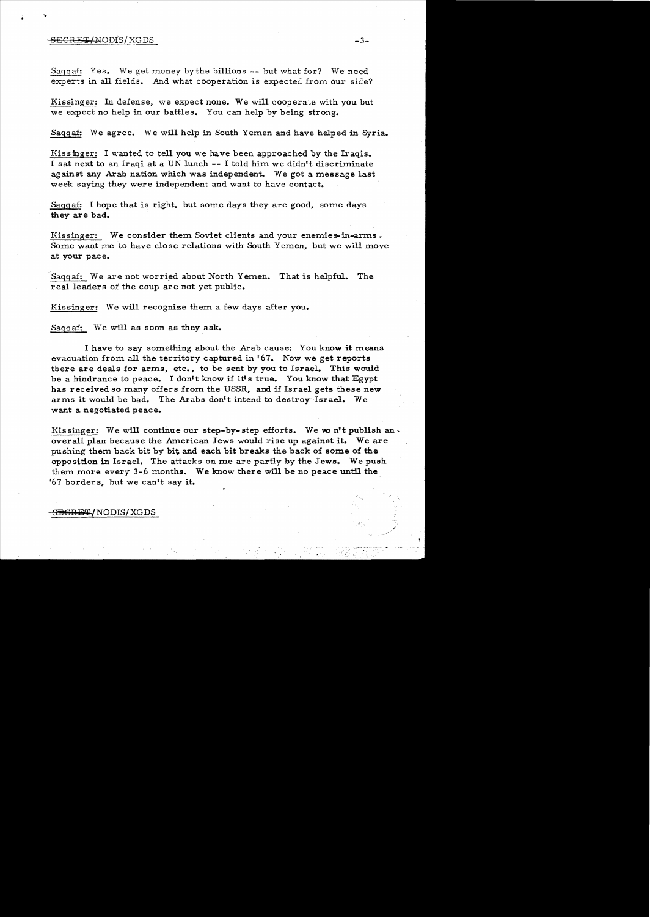Saqqaf: Yes. We get money by the billions -- but what for? We need experts in all fields. And what cooperation is expected from our side?

Kissinger: In defense, we expect none. We will cooperate with you but we expect no help in our battles. You can help by being strong.

Saqqaf: We agree. We will help in South Yemen and have helped in Syria.

Kissinger: I wanted to tell you we have been approached by the Iraqis. I sat next to an Iraqi at a UN lunch -- I told him we didn't discriminate against any Arab nation which was independent. We got a message last week saying they were independent and want to have contact.

Saqqaf: I hope that is right, but some days they are good, some days they are bad.

Kissinger: We consider them Soviet clients and your enemies-in-arms. Some want me to have close relations with South Yemen, but we will move at your pace.

Saqqaf: We are not worried about North Yemen. That is helpful. The real leaders of the coup are not yet public.

Kissinger: We will recognize them a few days after you.

Saqqaf: We will as soon as they ask.

I have to say something about the Arab cause: You know it means evacuation from all the territory captured in '67. Now we get reports there are deals for arms, etc., to be sent by you to Israel. This would be a hindrance to peace. I don't know if it's true. You know that Egypt has received so many offers from the USSR, and if Israel gets these new arms it would be bad. The Arabs don't intend to destroy Israel. We want a negotiated peace.

Kissinger: We will continue our step-by-step efforts. We won't publish an overall plan because the American Jews would rise up against it. We are pushing them back bit by bit, and each bit breaks the back of some of the opposition in Israel. The attacks on me are partly by the Jews. We push them more every 3-6 months. We know there will be no peace until the '67 borders, but we can't say it.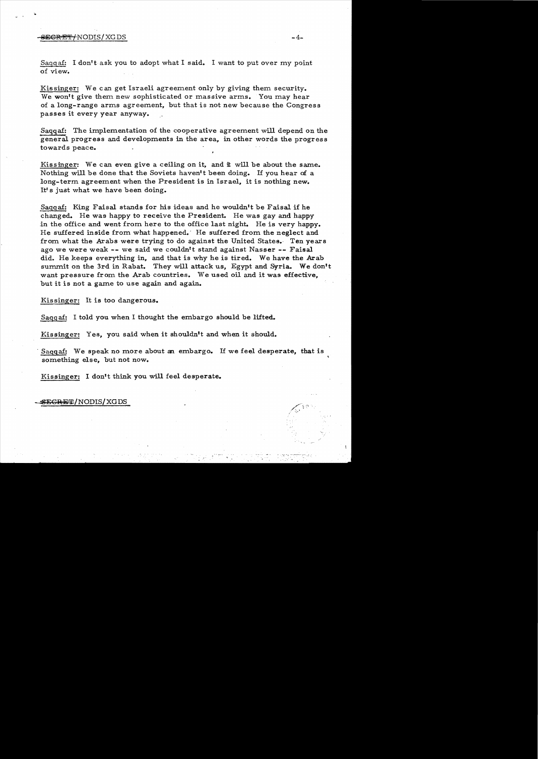Saqqaf: I don't ask you to adopt what I said. I want to put over my point of view.

Kissinger: We can get Israeli agreement only by giving them security. We won't give them new sophisticated or massive arms. You may hear of a long-range arms agreement, but that is not new because the Congress passes it every year anyway.

Saqqaf: The implementation of the cooperative agreement will depend on the general progress and developments in the area, in other words the progress towards peace.

Kissinger: We can even give a ceiling on it, and it will be about the same. Nothing will be done that the Soviets haven't been doing. If you hear of a long-term agreement when the President is in Israel, it is nothing new. It's just what we have been doing.

Saqqaf: King Faisal stands for his ideas and he wouldn't be Faisal if he changed. He was happy to receive the President. He was gay and happy in the office and went from here to the office last night. He is very happy. He suffered inside from what happened. He suffered from the neglect and from what the Arabs were trying to do against the United States. Ten years ago we were weak -- we said we couldn't stand against Nasser -- Faisal did. He keeps everything in, and that is why he is tired. We have the Arab summit on the 3rd in Rabat. They will attack us, Egypt and Syria. We don't want pressure from the Arab countries. We used oil and it was effective, but it is not a game to use again and again.

Kissinger: It is too dangerous.

Saqqaf: I told you when I thought the embargo should be lifted.

Kissinger: Yes, you said when it shouldn't and when it should.

Saqqaf: We speak no more about an embargo. If we feel desperate, that is something else, but not now.

Kissinger: I don't think you will feel desperate.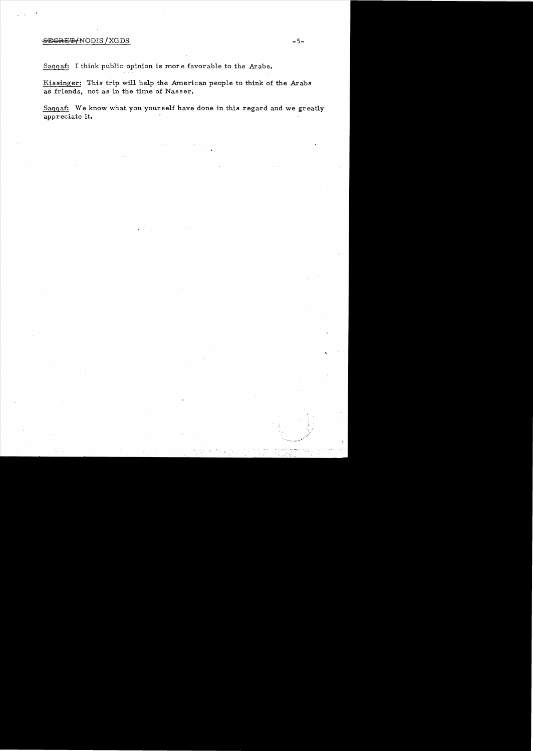Saqqaf: I think public opinion is more favorable to the Arabs.

Kissinger: This trip will help the American people to think of the Arabs as friends, not as in the time of Nasser.

Saqqaf: We know what you yourself have done in this regard and we greatly appreciate it.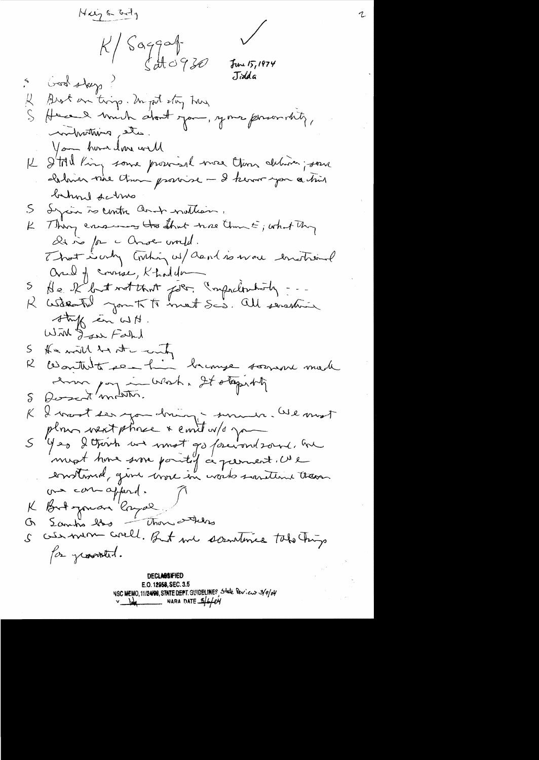Haig & Scotty

K/Saqqaf
Sat 0930 ✓

June 15, 1974
Jidda

S Good sleep?

K Best on trip. Im just staying here

S Heard much about you, your personality, intentions, etc.

You have done well

K I told King some promised more than deliver; some deliver more than promise – I know you a this behind actions

S Syria is centre and nation.

K They encourage those that are there; what they do is for a Arab world.

That is only thing w/Asad is more emotional

And of course, Khaddam

S He is but not that far. Unpredictability - - -

K Wanted you to meet Scs. All sensitive stuff in WH.

Will I see Fahd

S He will be at the entry

R Wanted to see him because someone made him pay in Wash. It stupidity

S Doesn't matter.

K I want see you during summer. We must plan next phase & could w/o you

S Yes I think we must go forward soon. We must have some point of agreement. We emotional, give more in words sometimes than we can afford.

K But you are loyal

G Somehow less – than others

S we were well. But we sometimes take things for granted.

DECLASSIFIED
E.O. 12958, SEC. 3.5
NSC MEMO, 11/24/98, STATE DEPT. GUIDELINES, State Review 3/9/04
NARA DATE 5/6/04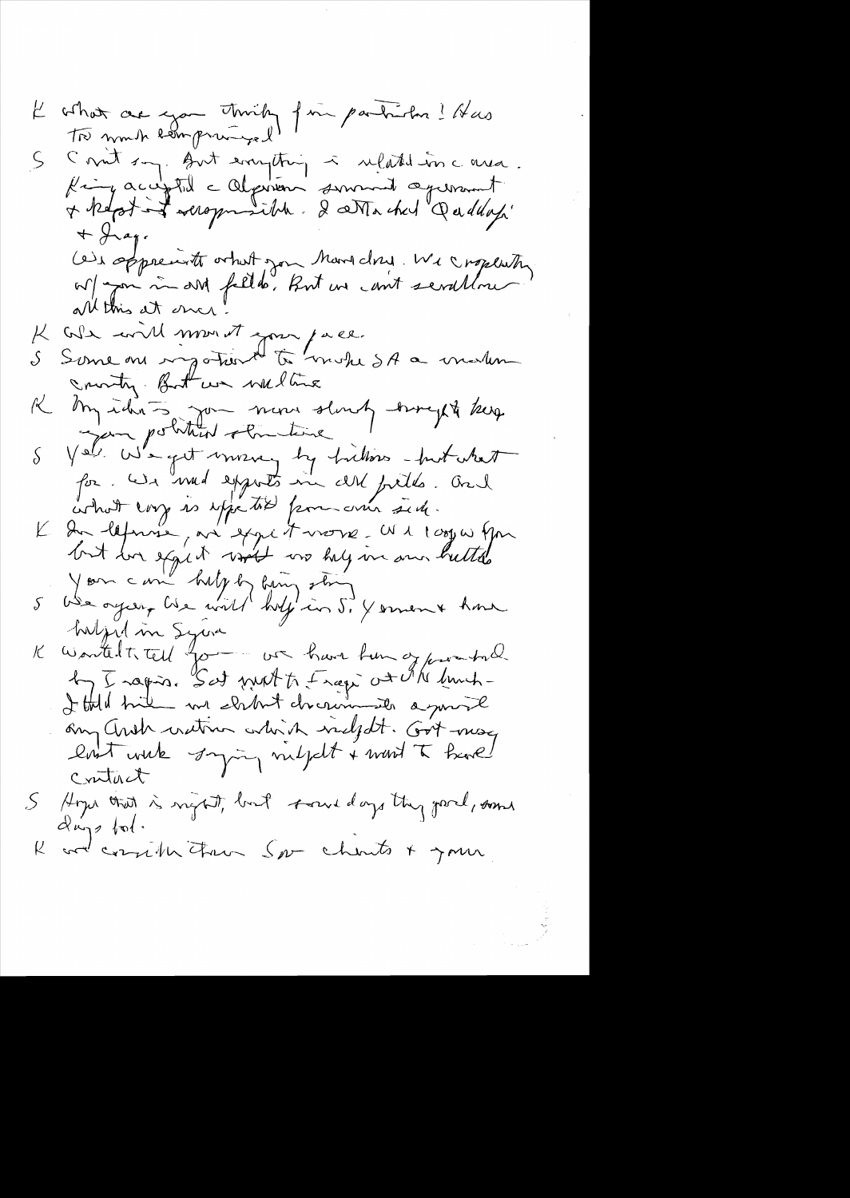K What are you thinking for particular? Has TO much compromised?

S Can't say. But everything is related in c area. King accepted c Algerian summit agreement & kept it scrupulously. I attached Qaddafi + Iraq.

We appreciate what you have done. We cooperating w/ you in all fields. But we can't swallow all this at once!

K We will move at your pace.

S Some are impatient to make SA a modern country. But we realize

K My idea is you move slowly enough to keep your political structure

S Yes. We get money by billions – but what for. We need experts in all fields. And what comes is expected from our side.

K In defense, we expect more. We recognize you but we expect not no help in our battles. You can help by being strong

S We agree. We will help in S. Yemen & have helped in Syria

K Wanted to tell you – we have been approached by Iraqis. Sat next to Iraqi at UN lunch – I told him we didn't discriminate against any Arab nation which indicated. Got message last week saying indicated & want to have contact

S Hope that is right, but some days they good, some days bad.

K We consider than Sov clients & your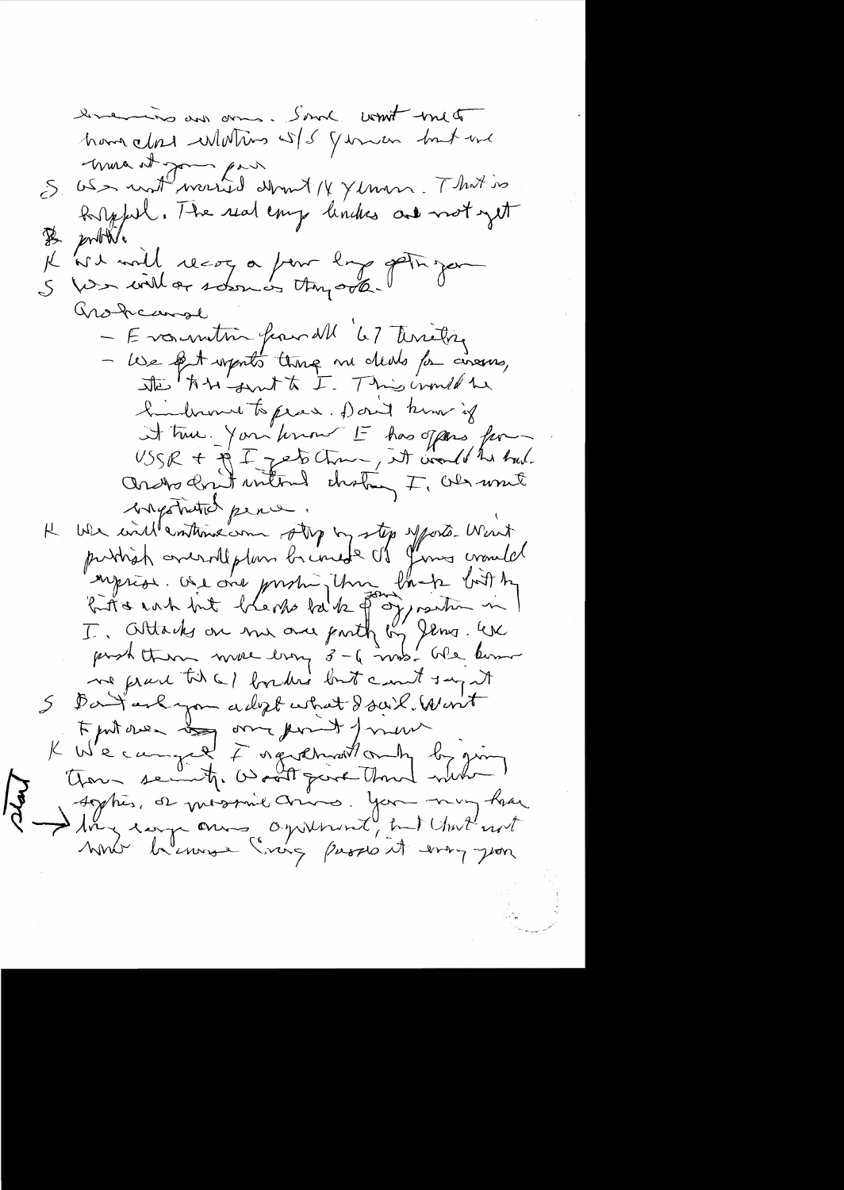remains our own. Some want me to
have close relations w/S Yemen but we
move at own pace

S We not worried about N Yemen. That is
helpful. The real emp leaders are not yet
public.

K We will accept a few being [?] get in year

S We will as soon as they are [?].

Grotecanal

- Evacuation from all '67 territory
- We got reports they are decide for arms,
which sent to I. This would be
hindrance to peace. Don't know if
it true. You know E has offers from
USSR + if I gets them, it would be bad.
Arabs don't intend destroy I. We want
negotiated peace.

K We will continue our step by step efforts. Won't
publish overall plan because US Jews would
explode. We are pushing them back but by
bits and but [?] back to '67 [?] position in
I. Attacks on me are partly by Jews. We
push them more every 3-4 mos. We know
we pursue to '67 borders but can't say it

S Don't ask you adopt what I said. Want
E put one [?] our point of view

K We can get I negotiated only by giving
them security. Won't give them [?]
sophis, or massive arms. You may hear
long range arms agreement, but that not
true because Cong passes it every year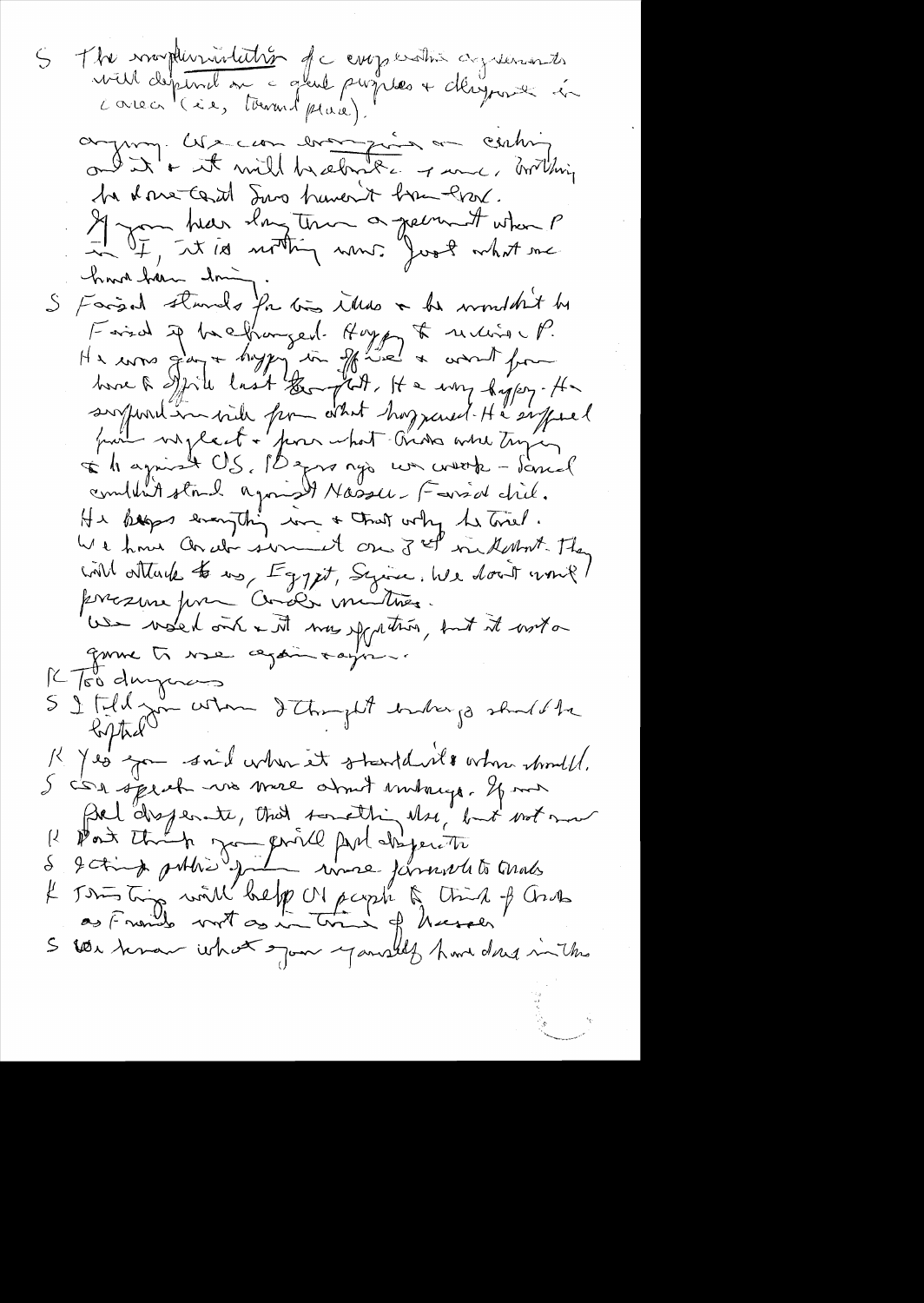S The implementation of c cooperation agreements will depend on c good purposes + diligence in c area (i.e., terrorist place).

anyway. We can everything on cashing out it + it will be about a year, nothing he done. Cast Saud haven't been there.

If you hear they there a agreement when P in I, it is nothing new. Just what we have been doing.

S Farsad stands for his ideas + he wouldn't be Farsad if he changed. Happy to receive P. He was gay + happy in office + went from here to office last Feb. He very happy. He surprised inside for what happened. He suffered from neglect + from what Arabs were trying to do against US. 10 years ago we worked – Sanad couldn't stand against Nasser. Farsad did. He keeps everything in + that why he tried. We have Arab summit on 3rd in Rabat. They will attack to us, Egypt, Syria. We don't want pressure from Arab minister.

We used oil + it was effective, but it not a game to use again + again.

K Too dangerous

S I told you when I thought embargo should be lifted

K Yes you said when it should be when should.

S Can speak no more about embargo. If we feel desperate, that something else, but not now

K Don't think you will feel desperate

S I think public you more favorable to Arabs

K This trip will help US people to think of Arabs as friends not as in time of Nasser

S We know what you yourself have done in the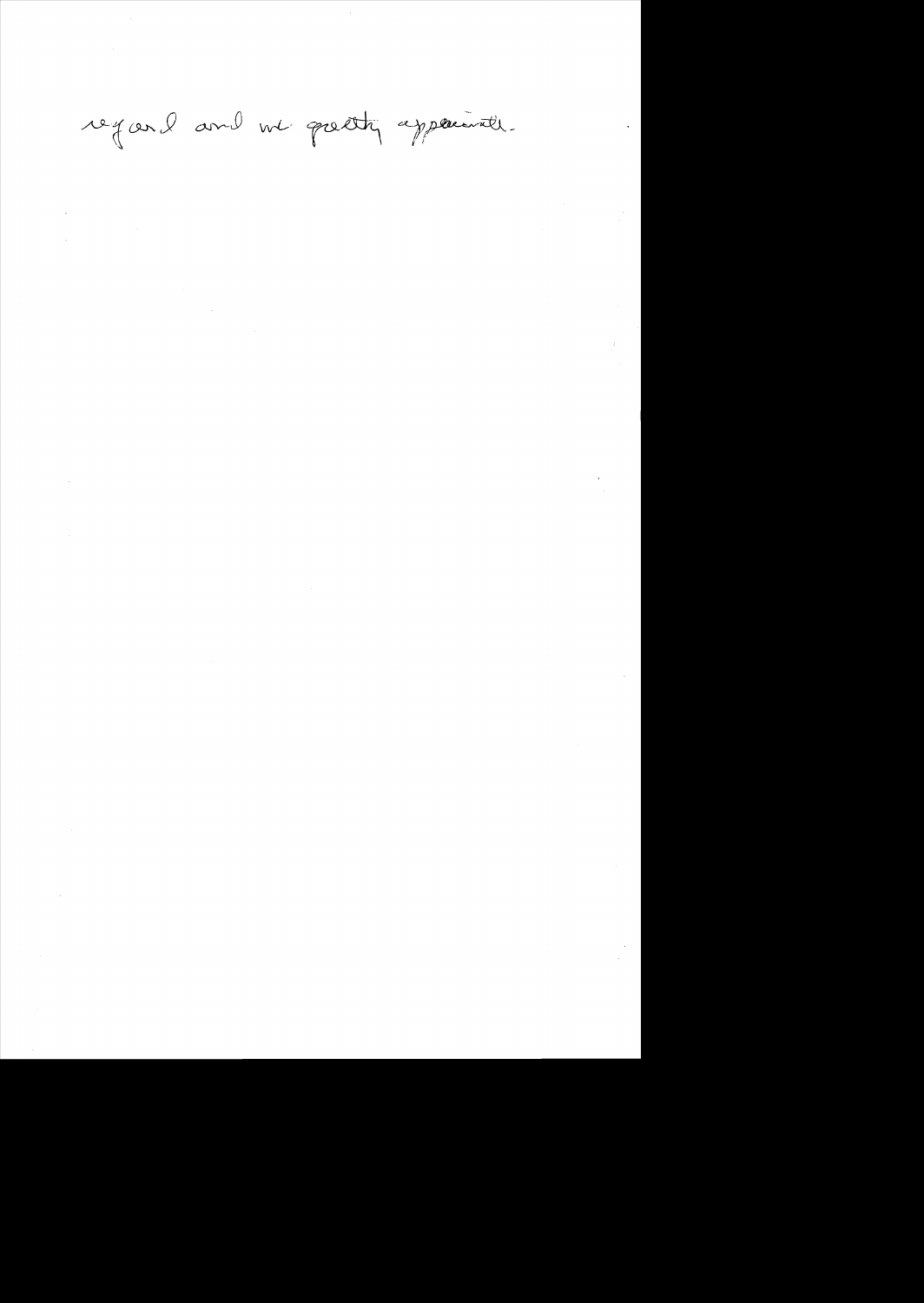regard and we greatly appreciate.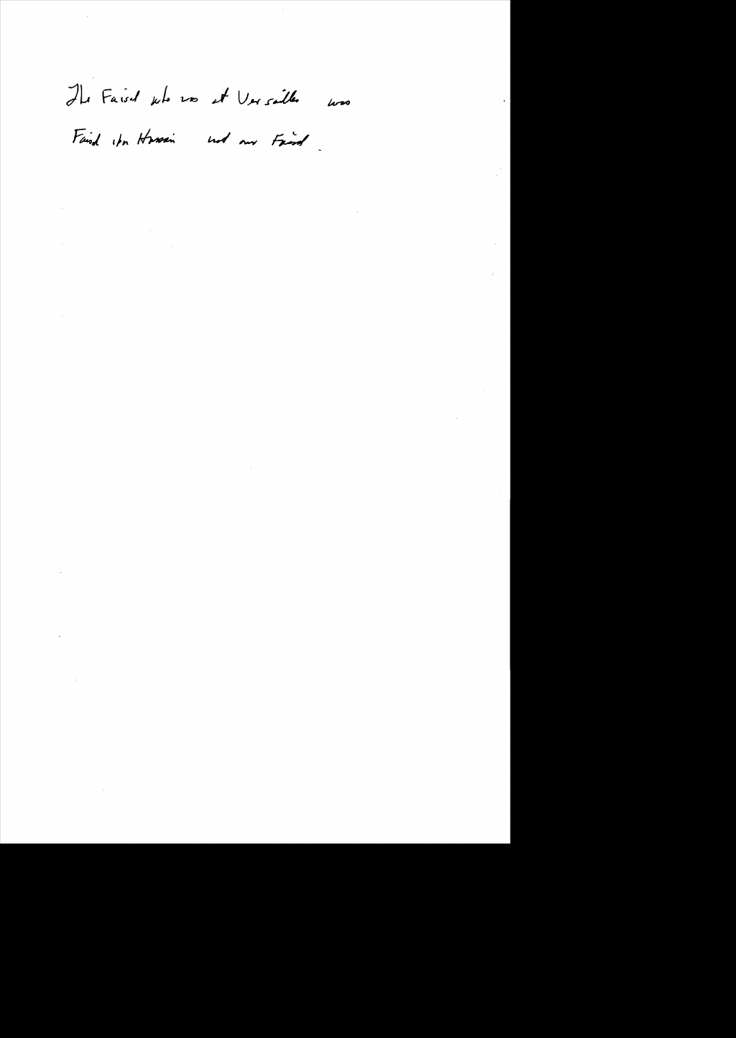The Faisal who was at Versailles was

Faisal ibn Hussain not our Faisal.